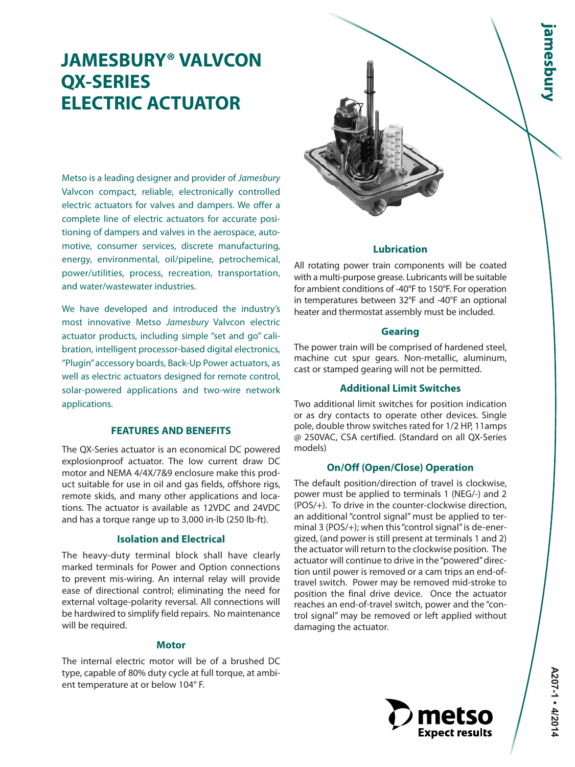# JAMESBURY® VALVCON QX-SERIES ELECTRIC ACTUATOR

Metso is a leading designer and provider of *Jamesbury* Valvcon compact, reliable, electronically controlled electric actuators for valves and dampers. We offer a complete line of electric actuators for accurate positioning of dampers and valves in the aerospace, automotive, consumer services, discrete manufacturing, energy, environmental, oil/pipeline, petrochemical, power/utilities, process, recreation, transportation, and water/wastewater industries.

We have developed and introduced the industry's most innovative Metso *Jamesbury* Valvcon electric actuator products, including simple "set and go" calibration, intelligent processor-based digital electronics, "Plugin" accessory boards, Back-Up Power actuators, as well as electric actuators designed for remote control, solar-powered applications and two-wire network applications.

## FEATURES AND BENEFITS

The QX-Series actuator is an economical DC powered explosionproof actuator. The low current draw DC motor and NEMA 4/4X/7&9 enclosure make this product suitable for use in oil and gas fields, offshore rigs, remote skids, and many other applications and locations. The actuator is available as 12VDC and 24VDC and has a torque range up to 3,000 in-lb (250 lb-ft).

### Isolation and Electrical

The heavy-duty terminal block shall have clearly marked terminals for Power and Option connections to prevent mis-wiring. An internal relay will provide ease of directional control; eliminating the need for external voltage-polarity reversal. All connections will be hardwired to simplify field repairs. No maintenance will be required.

### Motor

The internal electric motor will be of a brushed DC type, capable of 80% duty cycle at full torque, at ambient temperature at or below 104° F.

### Lubrication

All rotating power train components will be coated with a multi-purpose grease. Lubricants will be suitable for ambient conditions of -40°F to 150°F. For operation in temperatures between 32°F and -40°F an optional heater and thermostat assembly must be included.

### Gearing

The power train will be comprised of hardened steel, machine cut spur gears. Non-metallic, aluminum, cast or stamped gearing will not be permitted.

### Additional Limit Switches

Two additional limit switches for position indication or as dry contacts to operate other devices. Single pole, double throw switches rated for 1/2 HP, 11amps @ 250VAC, CSA certified. (Standard on all QX-Series models)

### On/Off (Open/Close) Operation

The default position/direction of travel is clockwise, power must be applied to terminals 1 (NEG/-) and 2 (POS/+). To drive in the counter-clockwise direction, an additional "control signal" must be applied to terminal 3 (POS/+); when this "control signal" is de-energized, (and power is still present at terminals 1 and 2) the actuator will return to the clockwise position. The actuator will continue to drive in the "powered" direction until power is removed or a cam trips an end-of-travel switch. Power may be removed mid-stroke to position the final drive device. Once the actuator reaches an end-of-travel switch, power and the "control signal" may be removed or left applied without damaging the actuator.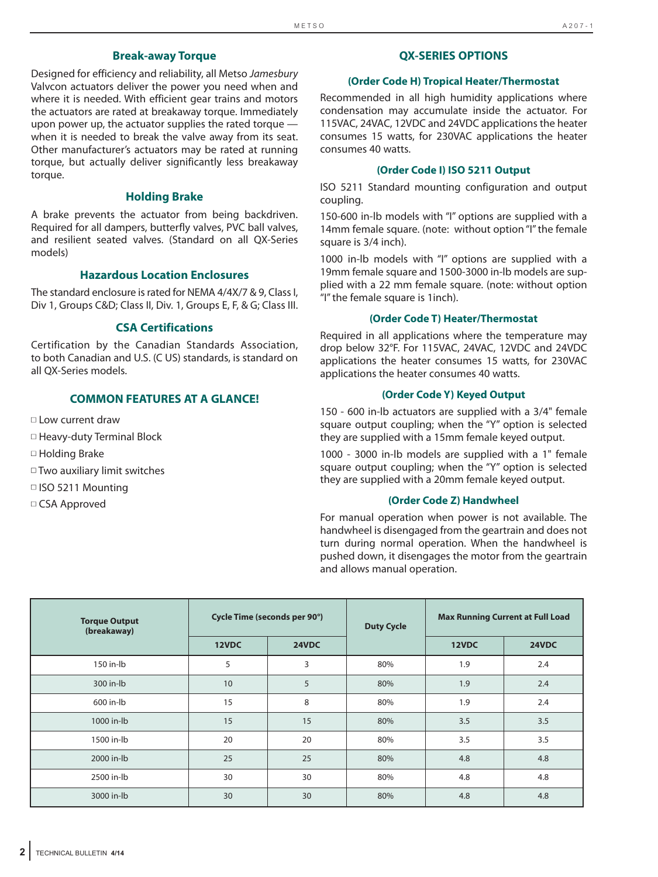## Break-away Torque

Designed for efficiency and reliability, all Metso *Jamesbury* Valvcon actuators deliver the power you need when and where it is needed. With efficient gear trains and motors the actuators are rated at breakaway torque. Immediately upon power up, the actuator supplies the rated torque — when it is needed to break the valve away from its seat. Other manufacturer's actuators may be rated at running torque, but actually deliver significantly less breakaway torque.

## Holding Brake

A brake prevents the actuator from being backdriven. Required for all dampers, butterfly valves, PVC ball valves, and resilient seated valves. (Standard on all QX-Series models)

## Hazardous Location Enclosures

The standard enclosure is rated for NEMA 4/4X/7 & 9, Class I, Div 1, Groups C&D; Class II, Div. 1, Groups E, F, & G; Class III.

## CSA Certifications

Certification by the Canadian Standards Association, to both Canadian and U.S. (C US) standards, is standard on all QX-Series models.

## COMMON FEATURES AT A GLANCE!

- □ Low current draw
- □ Heavy-duty Terminal Block
- □ Holding Brake
- □ Two auxiliary limit switches
- □ ISO 5211 Mounting
- □ CSA Approved

## QX-SERIES OPTIONS

### (Order Code H) Tropical Heater/Thermostat

Recommended in all high humidity applications where condensation may accumulate inside the actuator. For 115VAC, 24VAC, 12VDC and 24VDC applications the heater consumes 15 watts, for 230VAC applications the heater consumes 40 watts.

### (Order Code I) ISO 5211 Output

ISO 5211 Standard mounting configuration and output coupling.

150-600 in-lb models with "I" options are supplied with a 14mm female square. (note: without option "I" the female square is 3/4 inch).

1000 in-lb models with "I" options are supplied with a 19mm female square and 1500-3000 in-lb models are supplied with a 22 mm female square. (note: without option "I" the female square is 1inch).

### (Order Code T) Heater/Thermostat

Required in all applications where the temperature may drop below 32°F. For 115VAC, 24VAC, 12VDC and 24VDC applications the heater consumes 15 watts, for 230VAC applications the heater consumes 40 watts.

### (Order Code Y) Keyed Output

150 - 600 in-lb actuators are supplied with a 3/4" female square output coupling; when the "Y" option is selected they are supplied with a 15mm female keyed output.

1000 - 3000 in-lb models are supplied with a 1" female square output coupling; when the "Y" option is selected they are supplied with a 20mm female keyed output.

### (Order Code Z) Handwheel

For manual operation when power is not available. The handwheel is disengaged from the geartrain and does not turn during normal operation. When the handwheel is pushed down, it disengages the motor from the geartrain and allows manual operation.

| Torque Output (breakaway) | Cycle Time (seconds per 90°) | | Duty Cycle | Max Running Current at Full Load | |
|---|---|---|---|---|---|
| | 12VDC | 24VDC | | 12VDC | 24VDC |
| 150 in-lb | 5 | 3 | 80% | 1.9 | 2.4 |
| 300 in-lb | 10 | 5 | 80% | 1.9 | 2.4 |
| 600 in-lb | 15 | 8 | 80% | 1.9 | 2.4 |
| 1000 in-lb | 15 | 15 | 80% | 3.5 | 3.5 |
| 1500 in-lb | 20 | 20 | 80% | 3.5 | 3.5 |
| 2000 in-lb | 25 | 25 | 80% | 4.8 | 4.8 |
| 2500 in-lb | 30 | 30 | 80% | 4.8 | 4.8 |
| 3000 in-lb | 30 | 30 | 80% | 4.8 | 4.8 |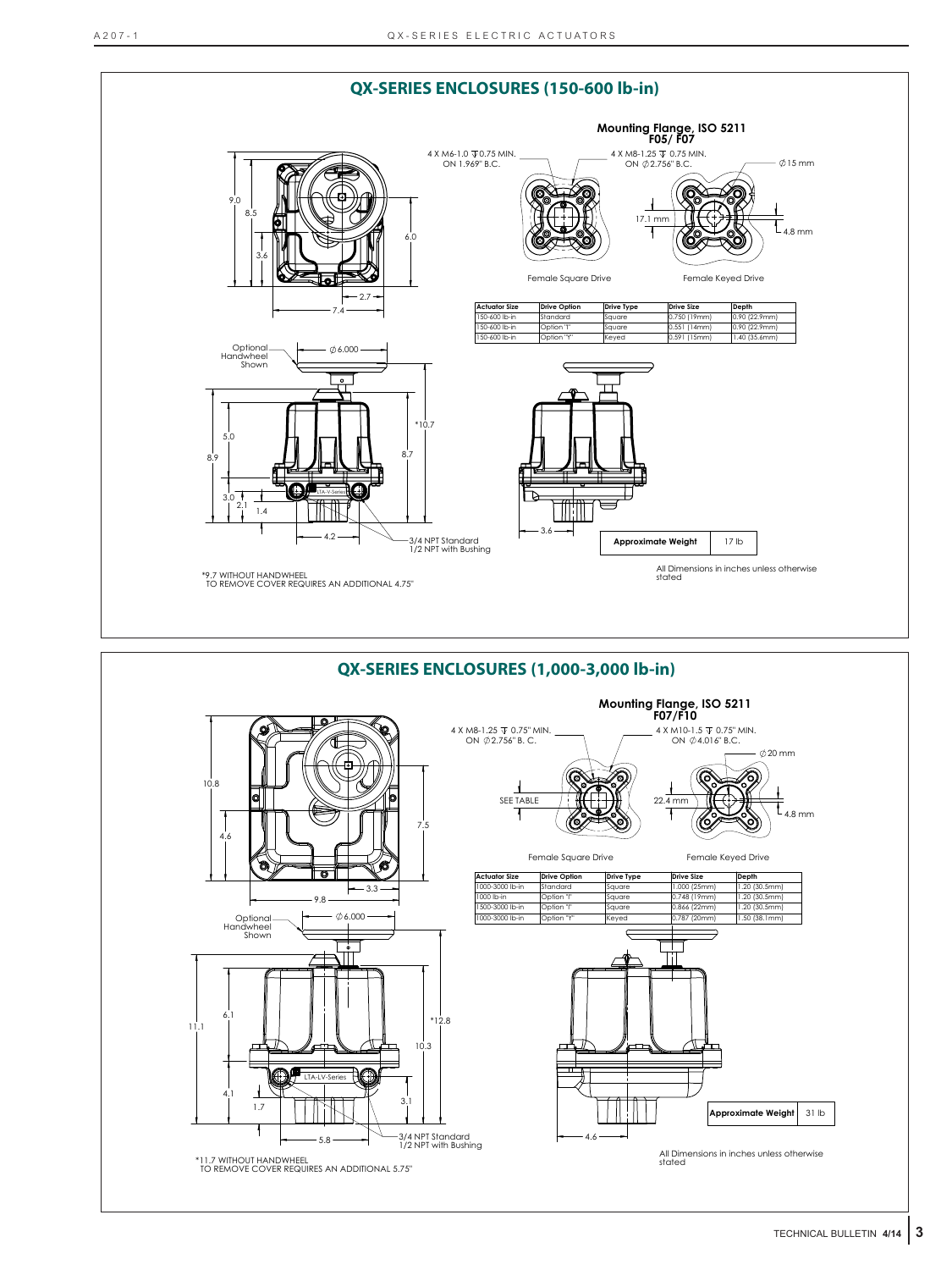## QX-SERIES ENCLOSURES (150-600 lb-in)

### Mounting Flange, ISO 5211 F05/ F07

4 X M6-1.0 ⊤ 0.75 MIN. ON 1.969" B.C.

4 X M8-1.25 ⊤ 0.75 MIN. ON ∅2.756" B.C.

∅15 mm

17.1 mm

4.8 mm

Female Square Drive

Female Keyed Drive

| Actuator Size | Drive Option | Drive Type | Drive Size | Depth |
|---|---|---|---|---|
| 150-600 lb-in | Standard | Square | 0.750 (19mm) | 0.90 (22.9mm) |
| 150-600 lb-in | Option "I" | Square | 0.551 (14mm) | 0.90 (22.9mm) |
| 150-600 lb-in | Option "Y" | Keyed | 0.591 (15mm) | 1.40 (35.6mm) |

9.0, 8.5, 3.6, 6.0, 2.7, 7.4

Optional Handwheel Shown

∅6.000

5.0, 8.9, 3.0, 2.1, 1.4, *10.7, 8.7, 4.2, 3.6

LTA-V-Series

3/4 NPT Standard
1/2 NPT with Bushing

| Approximate Weight | 17 lb |
|---|---|

All Dimensions in inches unless otherwise stated

*9.7 WITHOUT HANDWHEEL
TO REMOVE COVER REQUIRES AN ADDITIONAL 4.75"

## QX-SERIES ENCLOSURES (1,000-3,000 lb-in)

### Mounting Flange, ISO 5211 F07/F10

4 X M8-1.25 ⊤ 0.75" MIN. ON ∅2.756" B. C.

4 X M10-1.5 ⊤ 0.75" MIN. ON ∅4.016" B.C.

∅20 mm

SEE TABLE

22.4 mm

4.8 mm

Female Square Drive

Female Keyed Drive

| Actuator Size | Drive Option | Drive Type | Drive Size | Depth |
|---|---|---|---|---|
| 1000-3000 lb-in | Standard | Square | 1.000 (25mm) | 1.20 (30.5mm) |
| 1000 lb-in | Option "I" | Square | 0.748 (19mm) | 1.20 (30.5mm) |
| 1500-3000 lb-in | Option "I" | Square | 0.866 (22mm) | 1.20 (30.5mm) |
| 1000-3000 lb-in | Option "Y" | Keyed | 0.787 (20mm) | 1.50 (38.1mm) |

10.8, 4.6, 7.5, 3.3, 9.8

Optional Handwheel Shown

∅6.000

6.1, 11.1, 4.1, 1.7, *12.8, 10.3, 3.1, 5.8, 4.6

LTA-LV-Series

3/4 NPT Standard
1/2 NPT with Bushing

| Approximate Weight | 31 lb |
|---|---|

All Dimensions in inches unless otherwise stated

*11.7 WITHOUT HANDWHEEL
TO REMOVE COVER REQUIRES AN ADDITIONAL 5.75"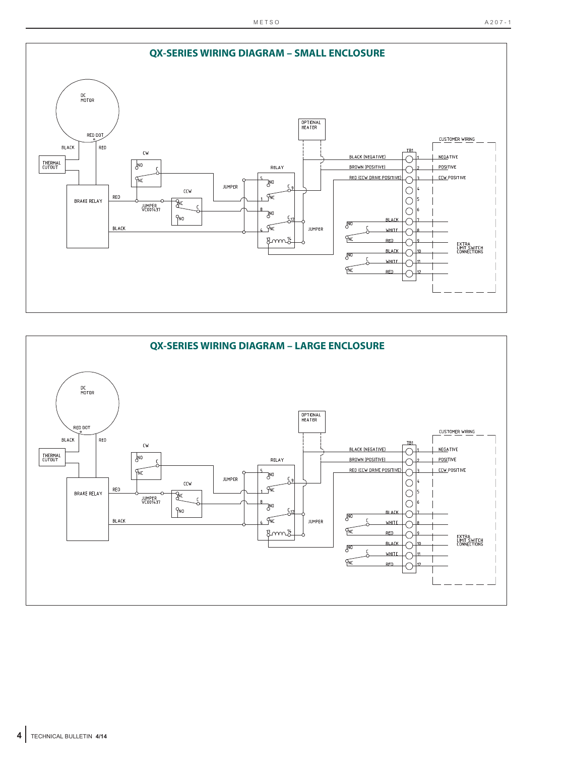## QX-SERIES WIRING DIAGRAM – SMALL ENCLOSURE

DC MOTOR

RED DOT

BLACK

RED

THERMAL CUTOUT

BRAKE RELAY

RED

BLACK

CW

NO

C

NC

JUMPER VC001437

CCW

NC

C

NO

JUMPER

RELAY

5 NO

C 9

1 NC

8 NO

C 12

4 NC

13 14

JUMPER

OPTIONAL HEATER

BLACK (NEGATIVE)

BROWN (POSITIVE)

RED (CCW DRIVE POSITIVE)

TB1

1 2 3 4 5 6 7 8 9 10 11 12

NO C NC BLACK WHITE RED

NO C NC BLACK WHITE RED

CUSTOMER WIRING

NEGATIVE

POSITIVE

CCW POSITIVE

EXTRA LIMIT SWITCH CONNECTIONS

## QX-SERIES WIRING DIAGRAM – LARGE ENCLOSURE

DC MOTOR

RED DOT

BLACK

RED

THERMAL CUTOUT

BRAKE RELAY

RED

BLACK

CW

NO

C

NC

JUMPER VC001437

CCW

NC

C

NO

JUMPER

RELAY

5 NO

C 9

1 NC

8 NO

C 12

4 NC

13 14

JUMPER

OPTIONAL HEATER

BLACK (NEGATIVE)

BROWN (POSITIVE)

RED (CCW DRIVE POSITIVE)

TB1

1 2 3 4 5 6 7 8 9 10 11 12

NO C NC BLACK WHITE RED

NO C NC BLACK WHITE RED

CUSTOMER WIRING

NEGATIVE

POSITIVE

CCW POSITIVE

EXTRA LIMIT SWITCH CONNECTIONS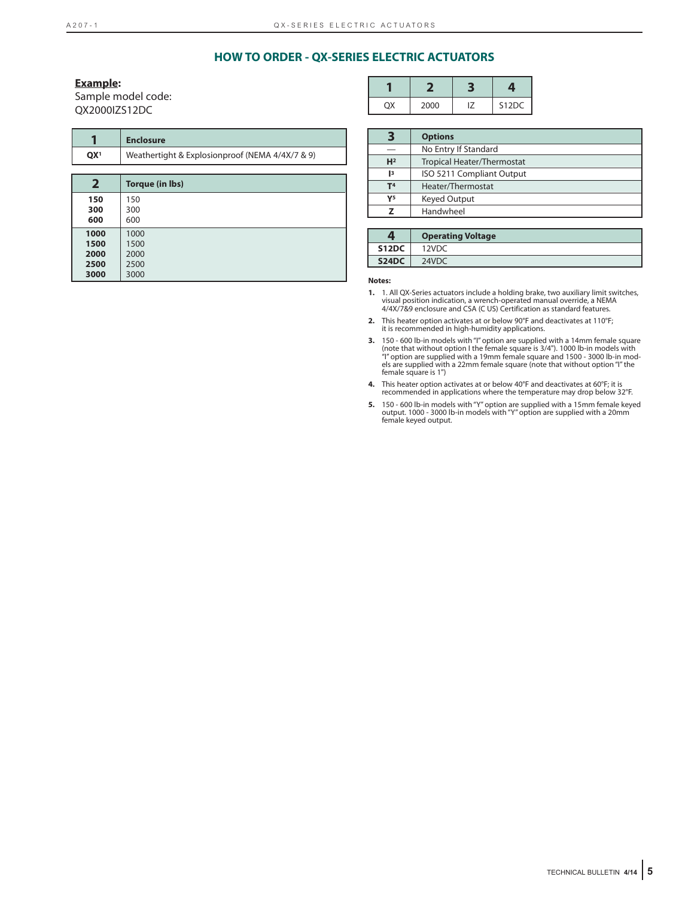## HOW TO ORDER - QX-SERIES ELECTRIC ACTUATORS

**Example:**
Sample model code:
QX2000IZS12DC

| 1 | 2 | 3 | 4 |
|---|---|---|---|
| QX | 2000 | IZ | S12DC |

| 1 | Enclosure |
|---|---|
| **QX**[1] | Weathertight & Explosionproof (NEMA 4/4X/7 & 9) |

| 2 | Torque (in lbs) |
|---|---|
| **150** | 150 |
| **300** | 300 |
| **600** | 600 |
| **1000** | 1000 |
| **1500** | 1500 |
| **2000** | 2000 |
| **2500** | 2500 |
| **3000** | 3000 |

| 3 | Options |
|---|---|
| — | No Entry If Standard |
| **H**[2] | Tropical Heater/Thermostat |
| **I**[3] | ISO 5211 Compliant Output |
| **T**[4] | Heater/Thermostat |
| **Y**[5] | Keyed Output |
| **Z** | Handwheel |

| 4 | Operating Voltage |
|---|---|
| **S12DC** | 12VDC |
| **S24DC** | 24VDC |

**Notes:**

1. 1. All QX-Series actuators include a holding brake, two auxiliary limit switches, visual position indication, a wrench-operated manual override, a NEMA 4/4X/7&9 enclosure and CSA (C US) Certification as standard features.
2. This heater option activates at or below 90°F and deactivates at 110°F; it is recommended in high-humidity applications.
3. 150 - 600 lb-in models with "I" option are supplied with a 14mm female square (note that without option I the female square is 3/4"). 1000 lb-in models with "I" option are supplied with a 19mm female square and 1500 - 3000 lb-in models are supplied with a 22mm female square (note that without option "I" the female square is 1")
4. This heater option activates at or below 40°F and deactivates at 60°F; it is recommended in applications where the temperature may drop below 32°F.
5. 150 - 600 lb-in models with "Y" option are supplied with a 15mm female keyed output. 1000 - 3000 lb-in models with "Y" option are supplied with a 20mm female keyed output.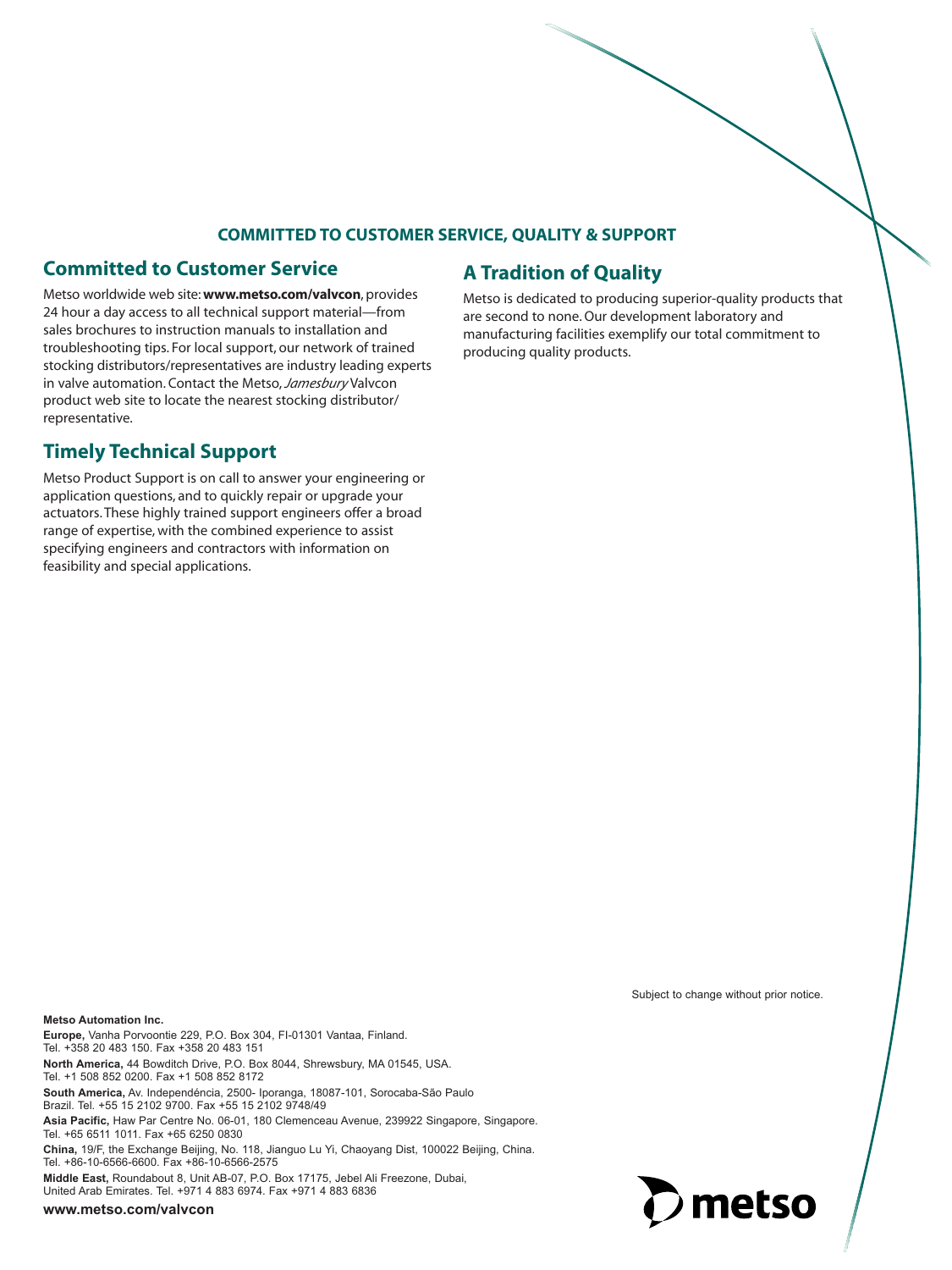## COMMITTED TO CUSTOMER SERVICE, QUALITY & SUPPORT

### Committed to Customer Service

Metso worldwide web site: **www.metso.com/valvcon**, provides 24 hour a day access to all technical support material—from sales brochures to instruction manuals to installation and troubleshooting tips. For local support, our network of trained stocking distributors/representatives are industry leading experts in valve automation. Contact the Metso, *Jamesbury* Valvcon product web site to locate the nearest stocking distributor/ representative.

### Timely Technical Support

Metso Product Support is on call to answer your engineering or application questions, and to quickly repair or upgrade your actuators. These highly trained support engineers offer a broad range of expertise, with the combined experience to assist specifying engineers and contractors with information on feasibility and special applications.

### A Tradition of Quality

Metso is dedicated to producing superior-quality products that are second to none. Our development laboratory and manufacturing facilities exemplify our total commitment to producing quality products.

Subject to change without prior notice.

**Metso Automation Inc.**

**Europe,** Vanha Porvoontie 229, P.O. Box 304, FI-01301 Vantaa, Finland.
Tel. +358 20 483 150. Fax +358 20 483 151

**North America,** 44 Bowditch Drive, P.O. Box 8044, Shrewsbury, MA 01545, USA.
Tel. +1 508 852 0200. Fax +1 508 852 8172

**South America,** Av. Independência, 2500- Iporanga, 18087-101, Sorocaba-São Paulo
Brazil. Tel. +55 15 2102 9700. Fax +55 15 2102 9748/49

**Asia Pacific,** Haw Par Centre No. 06-01, 180 Clemenceau Avenue, 239922 Singapore, Singapore.
Tel. +65 6511 1011. Fax +65 6250 0830

**China,** 19/F, the Exchange Beijing, No. 118, Jianguo Lu Yi, Chaoyang Dist, 100022 Beijing, China.
Tel. +86-10-6566-6600. Fax +86-10-6566-2575

**Middle East,** Roundabout 8, Unit AB-07, P.O. Box 17175, Jebel Ali Freezone, Dubai,
United Arab Emirates. Tel. +971 4 883 6974. Fax +971 4 883 6836

**www.metso.com/valvcon**

metso